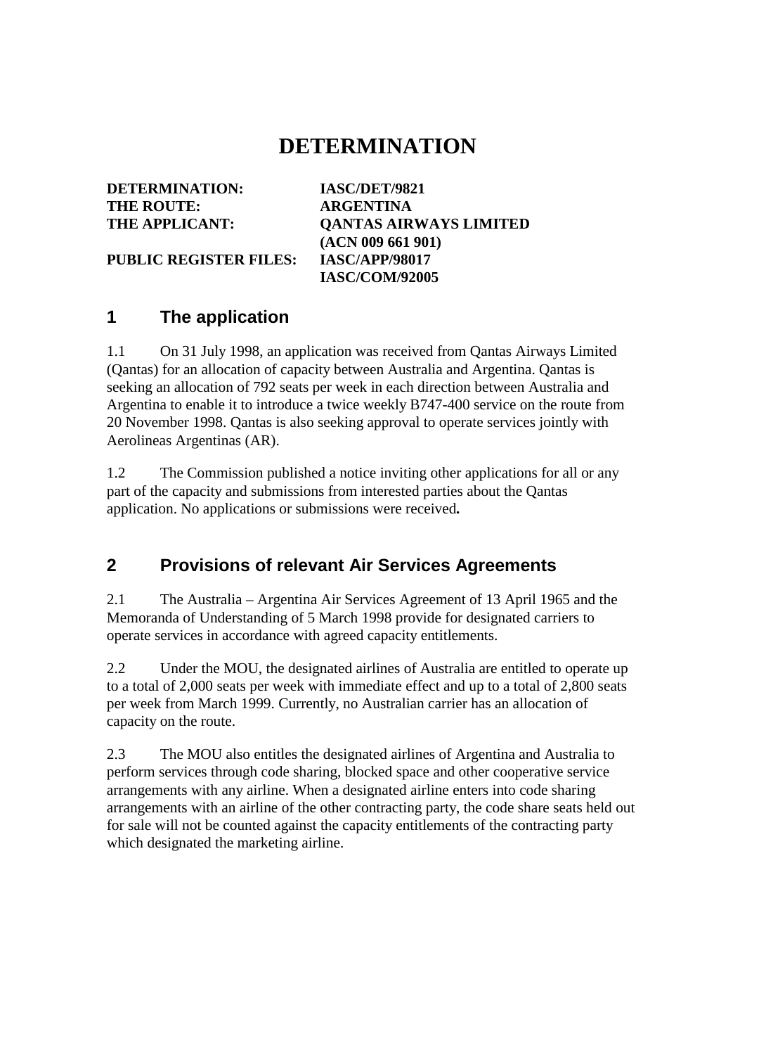# DETERMINATION

| | |
|---|---|
| **DETERMINATION:** | **IASC/DET/9821** |
| **THE ROUTE:** | **ARGENTINA** |
| **THE APPLICANT:** | **QANTAS AIRWAYS LIMITED (ACN 009 661 901)** |
| **PUBLIC REGISTER FILES:** | **IASC/APP/98017** **IASC/COM/92005** |

## 1 The application

1.1 On 31 July 1998, an application was received from Qantas Airways Limited (Qantas) for an allocation of capacity between Australia and Argentina. Qantas is seeking an allocation of 792 seats per week in each direction between Australia and Argentina to enable it to introduce a twice weekly B747-400 service on the route from 20 November 1998. Qantas is also seeking approval to operate services jointly with Aerolineas Argentinas (AR).

1.2 The Commission published a notice inviting other applications for all or any part of the capacity and submissions from interested parties about the Qantas application. No applications or submissions were received**.**

## 2 Provisions of relevant Air Services Agreements

2.1 The Australia – Argentina Air Services Agreement of 13 April 1965 and the Memoranda of Understanding of 5 March 1998 provide for designated carriers to operate services in accordance with agreed capacity entitlements.

2.2 Under the MOU, the designated airlines of Australia are entitled to operate up to a total of 2,000 seats per week with immediate effect and up to a total of 2,800 seats per week from March 1999. Currently, no Australian carrier has an allocation of capacity on the route.

2.3 The MOU also entitles the designated airlines of Argentina and Australia to perform services through code sharing, blocked space and other cooperative service arrangements with any airline. When a designated airline enters into code sharing arrangements with an airline of the other contracting party, the code share seats held out for sale will not be counted against the capacity entitlements of the contracting party which designated the marketing airline.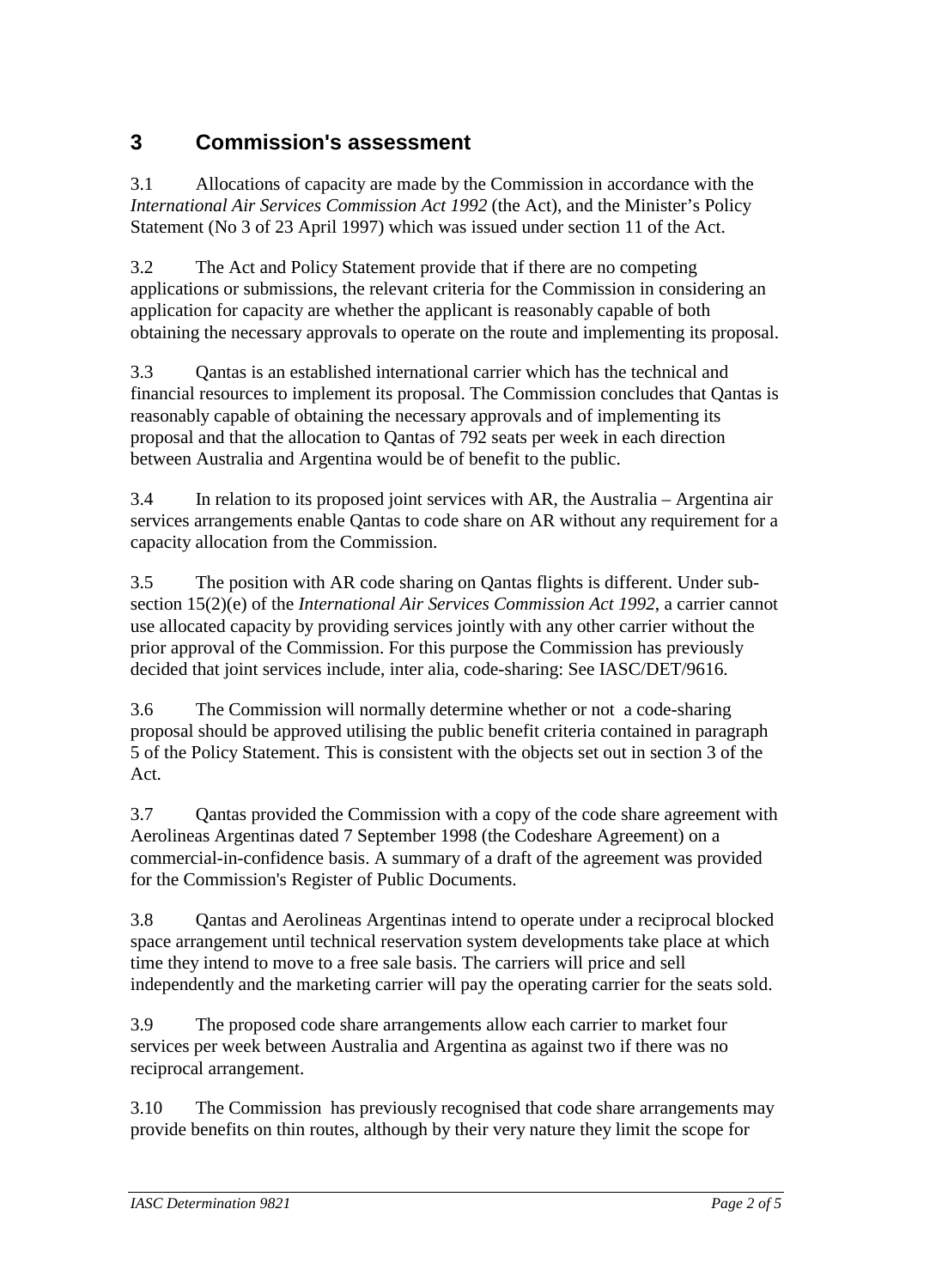## 3 Commission's assessment

3.1 Allocations of capacity are made by the Commission in accordance with the *International Air Services Commission Act 1992* (the Act), and the Minister’s Policy Statement (No 3 of 23 April 1997) which was issued under section 11 of the Act.

3.2 The Act and Policy Statement provide that if there are no competing applications or submissions, the relevant criteria for the Commission in considering an application for capacity are whether the applicant is reasonably capable of both obtaining the necessary approvals to operate on the route and implementing its proposal.

3.3 Qantas is an established international carrier which has the technical and financial resources to implement its proposal. The Commission concludes that Qantas is reasonably capable of obtaining the necessary approvals and of implementing its proposal and that the allocation to Qantas of 792 seats per week in each direction between Australia and Argentina would be of benefit to the public.

3.4 In relation to its proposed joint services with AR, the Australia – Argentina air services arrangements enable Qantas to code share on AR without any requirement for a capacity allocation from the Commission.

3.5 The position with AR code sharing on Qantas flights is different. Under sub-section 15(2)(e) of the *International Air Services Commission Act 1992*, a carrier cannot use allocated capacity by providing services jointly with any other carrier without the prior approval of the Commission. For this purpose the Commission has previously decided that joint services include, inter alia, code-sharing: See IASC/DET/9616.

3.6 The Commission will normally determine whether or not a code-sharing proposal should be approved utilising the public benefit criteria contained in paragraph 5 of the Policy Statement. This is consistent with the objects set out in section 3 of the Act.

3.7 Qantas provided the Commission with a copy of the code share agreement with Aerolineas Argentinas dated 7 September 1998 (the Codeshare Agreement) on a commercial-in-confidence basis. A summary of a draft of the agreement was provided for the Commission's Register of Public Documents.

3.8 Qantas and Aerolineas Argentinas intend to operate under a reciprocal blocked space arrangement until technical reservation system developments take place at which time they intend to move to a free sale basis. The carriers will price and sell independently and the marketing carrier will pay the operating carrier for the seats sold.

3.9 The proposed code share arrangements allow each carrier to market four services per week between Australia and Argentina as against two if there was no reciprocal arrangement.

3.10 The Commission has previously recognised that code share arrangements may provide benefits on thin routes, although by their very nature they limit the scope for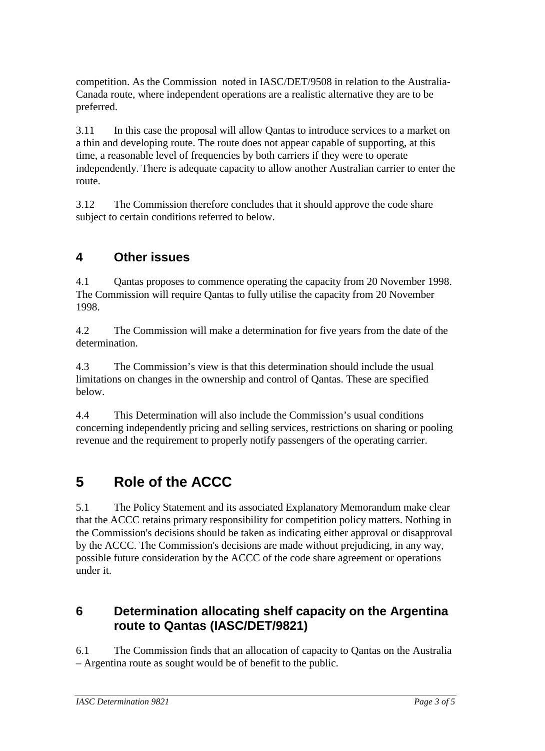competition. As the Commission noted in IASC/DET/9508 in relation to the Australia-Canada route, where independent operations are a realistic alternative they are to be preferred.

3.11 In this case the proposal will allow Qantas to introduce services to a market on a thin and developing route. The route does not appear capable of supporting, at this time, a reasonable level of frequencies by both carriers if they were to operate independently. There is adequate capacity to allow another Australian carrier to enter the route.

3.12 The Commission therefore concludes that it should approve the code share subject to certain conditions referred to below.

## 4 Other issues

4.1 Qantas proposes to commence operating the capacity from 20 November 1998. The Commission will require Qantas to fully utilise the capacity from 20 November 1998.

4.2 The Commission will make a determination for five years from the date of the determination.

4.3 The Commission's view is that this determination should include the usual limitations on changes in the ownership and control of Qantas. These are specified below.

4.4 This Determination will also include the Commission's usual conditions concerning independently pricing and selling services, restrictions on sharing or pooling revenue and the requirement to properly notify passengers of the operating carrier.

# 5 Role of the ACCC

5.1 The Policy Statement and its associated Explanatory Memorandum make clear that the ACCC retains primary responsibility for competition policy matters. Nothing in the Commission's decisions should be taken as indicating either approval or disapproval by the ACCC. The Commission's decisions are made without prejudicing, in any way, possible future consideration by the ACCC of the code share agreement or operations under it.

## 6 Determination allocating shelf capacity on the Argentina route to Qantas (IASC/DET/9821)

6.1 The Commission finds that an allocation of capacity to Qantas on the Australia – Argentina route as sought would be of benefit to the public.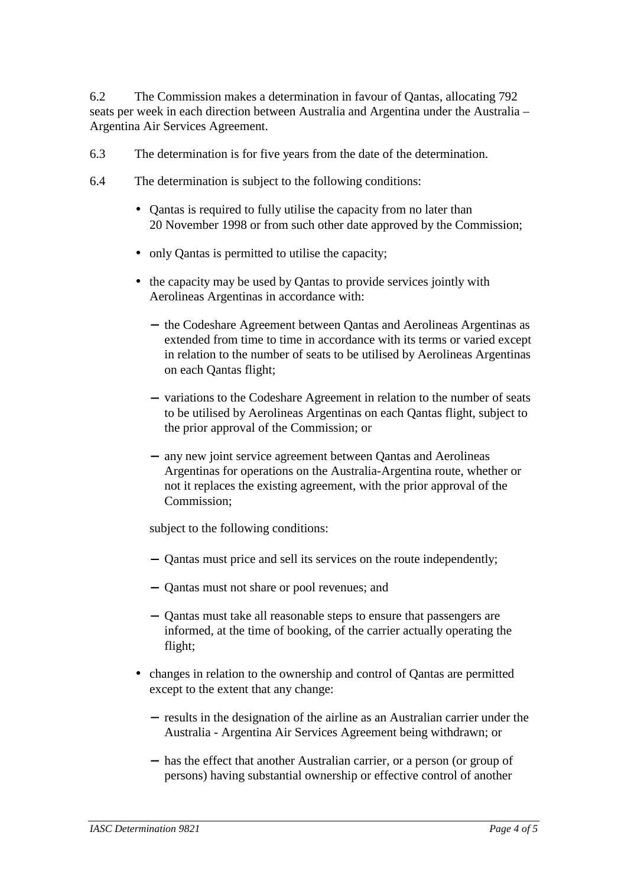6.2 The Commission makes a determination in favour of Qantas, allocating 792 seats per week in each direction between Australia and Argentina under the Australia – Argentina Air Services Agreement.

6.3 The determination is for five years from the date of the determination.

6.4 The determination is subject to the following conditions:

- Qantas is required to fully utilise the capacity from no later than 20 November 1998 or from such other date approved by the Commission;
- only Qantas is permitted to utilise the capacity;
- the capacity may be used by Qantas to provide services jointly with Aerolineas Argentinas in accordance with:
  - the Codeshare Agreement between Qantas and Aerolineas Argentinas as extended from time to time in accordance with its terms or varied except in relation to the number of seats to be utilised by Aerolineas Argentinas on each Qantas flight;
  - variations to the Codeshare Agreement in relation to the number of seats to be utilised by Aerolineas Argentinas on each Qantas flight, subject to the prior approval of the Commission; or
  - any new joint service agreement between Qantas and Aerolineas Argentinas for operations on the Australia-Argentina route, whether or not it replaces the existing agreement, with the prior approval of the Commission;

  subject to the following conditions:

  - Qantas must price and sell its services on the route independently;
  - Qantas must not share or pool revenues; and
  - Qantas must take all reasonable steps to ensure that passengers are informed, at the time of booking, of the carrier actually operating the flight;
- changes in relation to the ownership and control of Qantas are permitted except to the extent that any change:
  - results in the designation of the airline as an Australian carrier under the Australia - Argentina Air Services Agreement being withdrawn; or
  - has the effect that another Australian carrier, or a person (or group of persons) having substantial ownership or effective control of another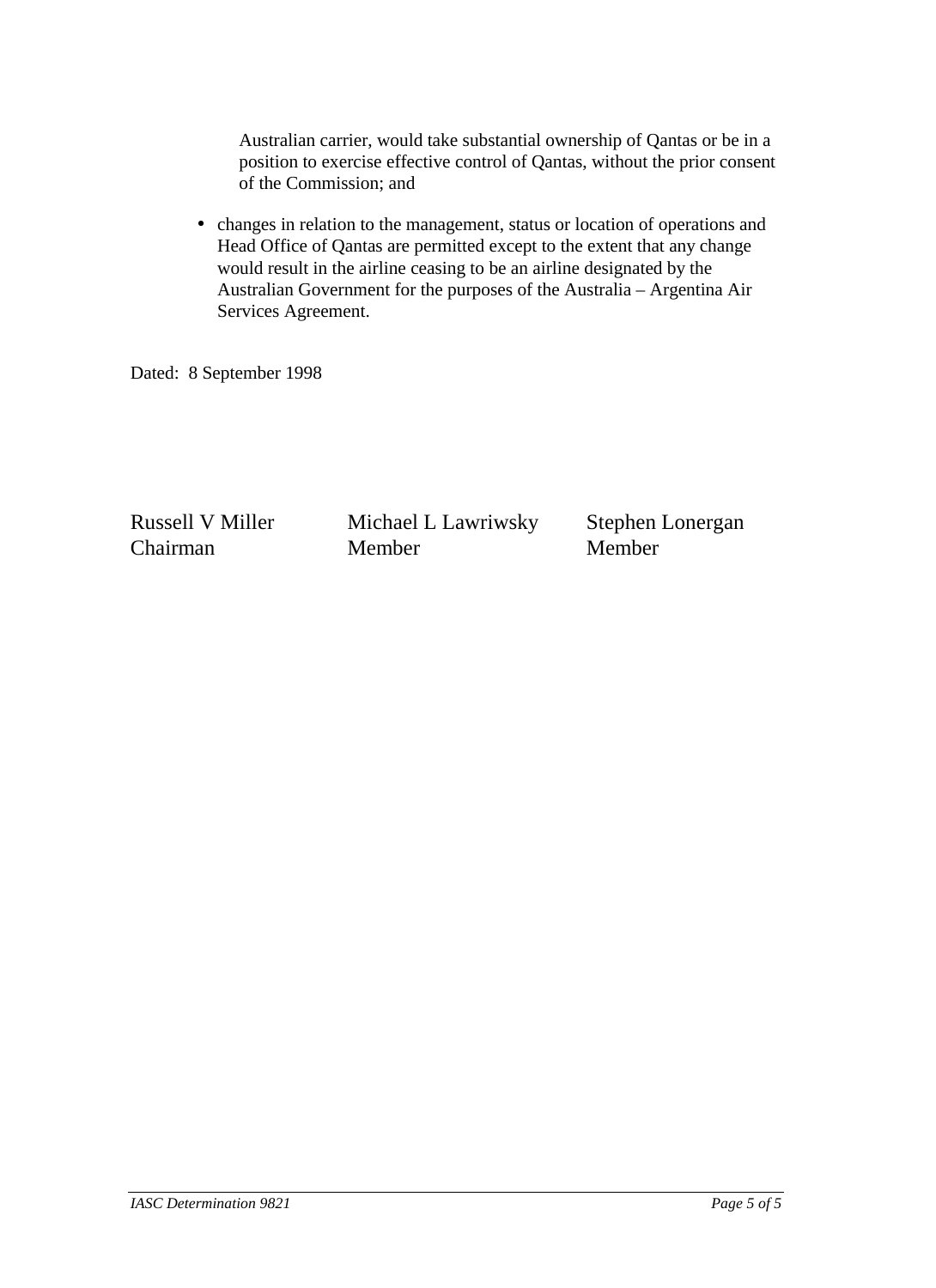Australian carrier, would take substantial ownership of Qantas or be in a position to exercise effective control of Qantas, without the prior consent of the Commission; and

- changes in relation to the management, status or location of operations and Head Office of Qantas are permitted except to the extent that any change would result in the airline ceasing to be an airline designated by the Australian Government for the purposes of the Australia – Argentina Air Services Agreement.

Dated: 8 September 1998

| | | |
|---|---|---|
| Russell V Miller<br>Chairman | Michael L Lawriwsky<br>Member | Stephen Lonergan<br>Member |